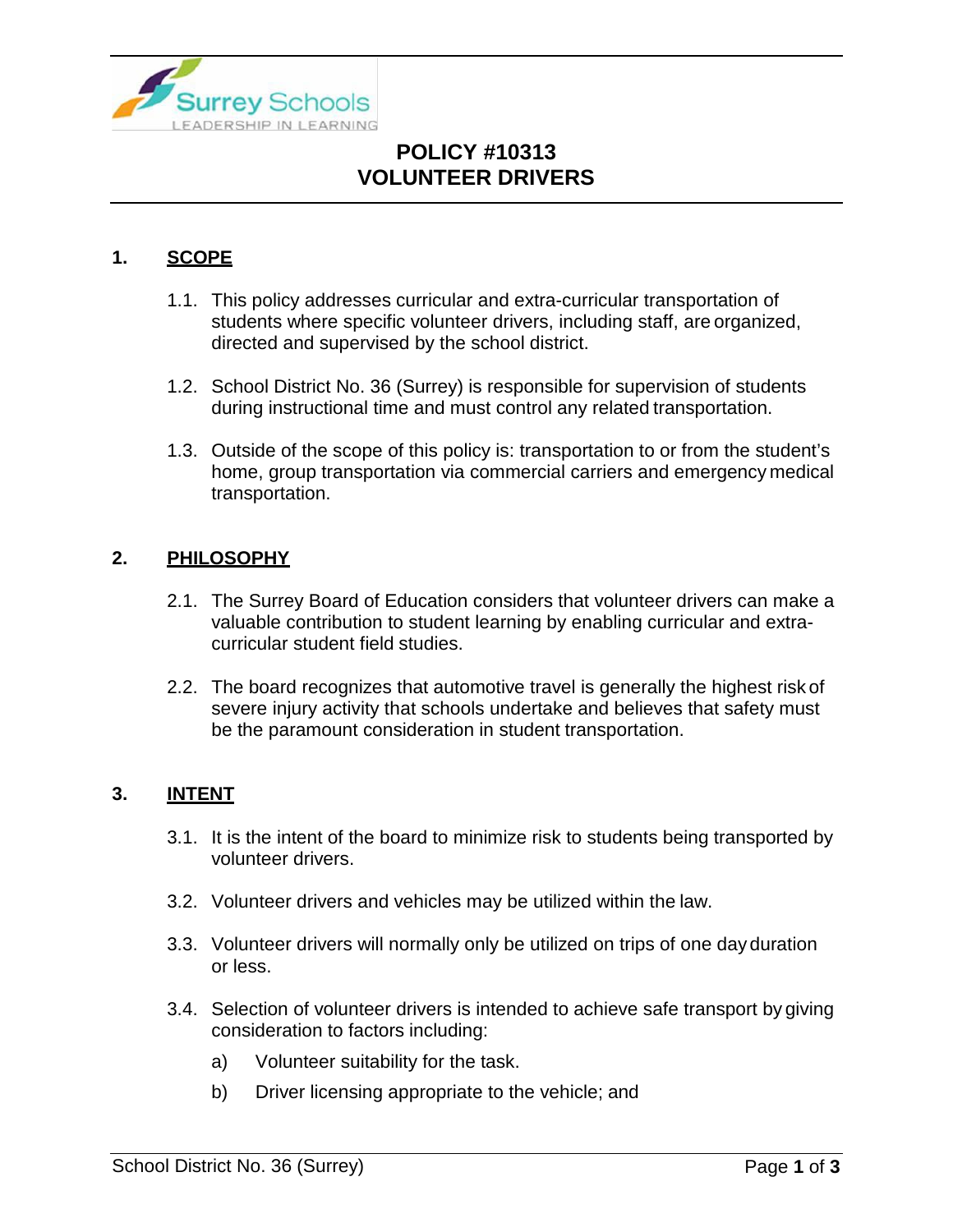# POLICY #10313
# VOLUNTEER DRIVERS

## 1. SCOPE

1.1. This policy addresses curricular and extra-curricular transportation of students where specific volunteer drivers, including staff, are organized, directed and supervised by the school district.

1.2. School District No. 36 (Surrey) is responsible for supervision of students during instructional time and must control any related transportation.

1.3. Outside of the scope of this policy is: transportation to or from the student's home, group transportation via commercial carriers and emergency medical transportation.

## 2. PHILOSOPHY

2.1. The Surrey Board of Education considers that volunteer drivers can make a valuable contribution to student learning by enabling curricular and extra-curricular student field studies.

2.2. The board recognizes that automotive travel is generally the highest risk of severe injury activity that schools undertake and believes that safety must be the paramount consideration in student transportation.

## 3. INTENT

3.1. It is the intent of the board to minimize risk to students being transported by volunteer drivers.

3.2. Volunteer drivers and vehicles may be utilized within the law.

3.3. Volunteer drivers will normally only be utilized on trips of one day duration or less.

3.4. Selection of volunteer drivers is intended to achieve safe transport by giving consideration to factors including:

a) Volunteer suitability for the task.

b) Driver licensing appropriate to the vehicle; and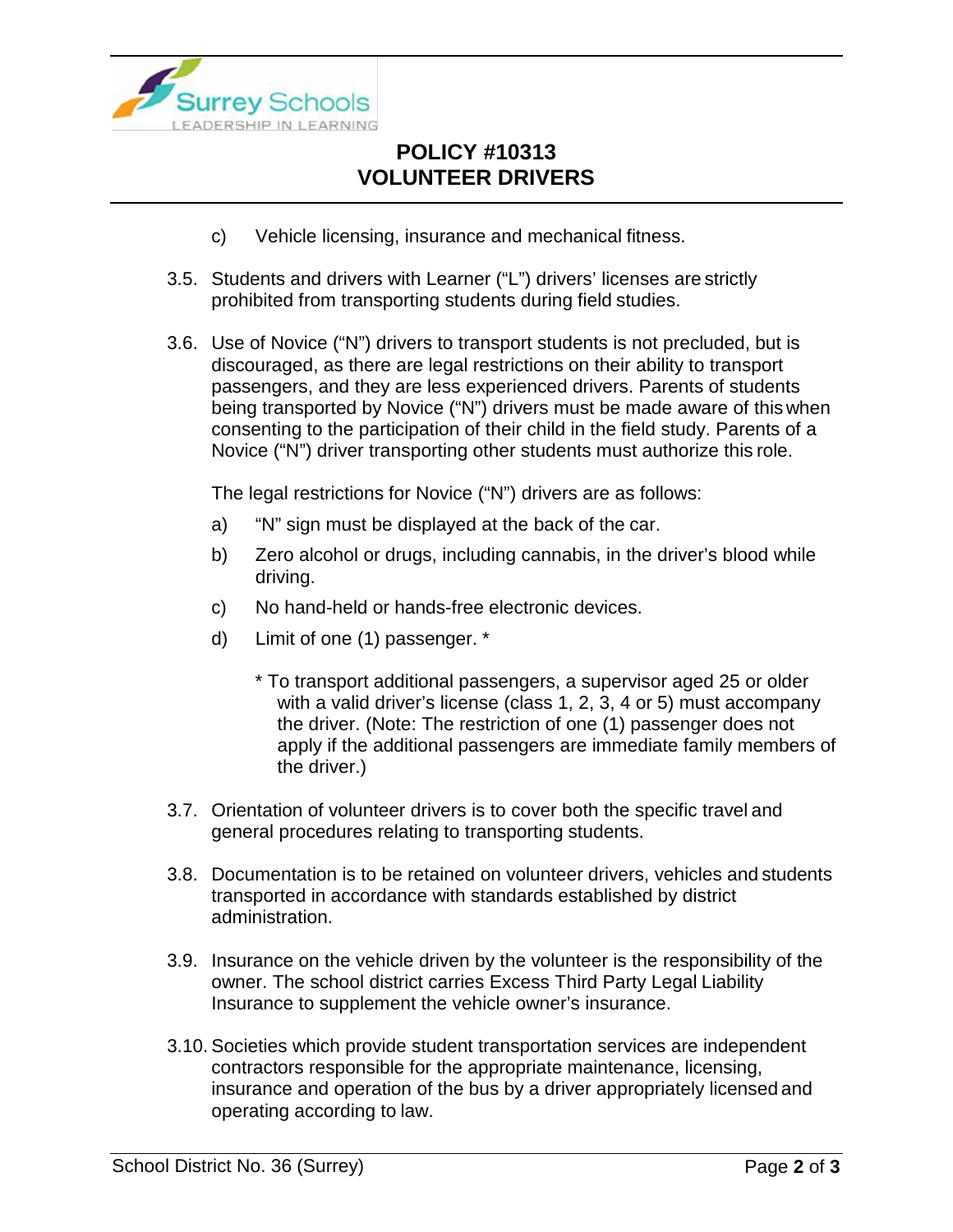c) Vehicle licensing, insurance and mechanical fitness.

3.5. Students and drivers with Learner ("L") drivers' licenses are strictly prohibited from transporting students during field studies.

3.6. Use of Novice ("N") drivers to transport students is not precluded, but is discouraged, as there are legal restrictions on their ability to transport passengers, and they are less experienced drivers. Parents of students being transported by Novice ("N") drivers must be made aware of this when consenting to the participation of their child in the field study. Parents of a Novice ("N") driver transporting other students must authorize this role.

The legal restrictions for Novice ("N") drivers are as follows:

a) "N" sign must be displayed at the back of the car.

b) Zero alcohol or drugs, including cannabis, in the driver's blood while driving.

c) No hand-held or hands-free electronic devices.

d) Limit of one (1) passenger. *

\* To transport additional passengers, a supervisor aged 25 or older with a valid driver's license (class 1, 2, 3, 4 or 5) must accompany the driver. (Note: The restriction of one (1) passenger does not apply if the additional passengers are immediate family members of the driver.)

3.7. Orientation of volunteer drivers is to cover both the specific travel and general procedures relating to transporting students.

3.8. Documentation is to be retained on volunteer drivers, vehicles and students transported in accordance with standards established by district administration.

3.9. Insurance on the vehicle driven by the volunteer is the responsibility of the owner. The school district carries Excess Third Party Legal Liability Insurance to supplement the vehicle owner's insurance.

3.10. Societies which provide student transportation services are independent contractors responsible for the appropriate maintenance, licensing, insurance and operation of the bus by a driver appropriately licensed and operating according to law.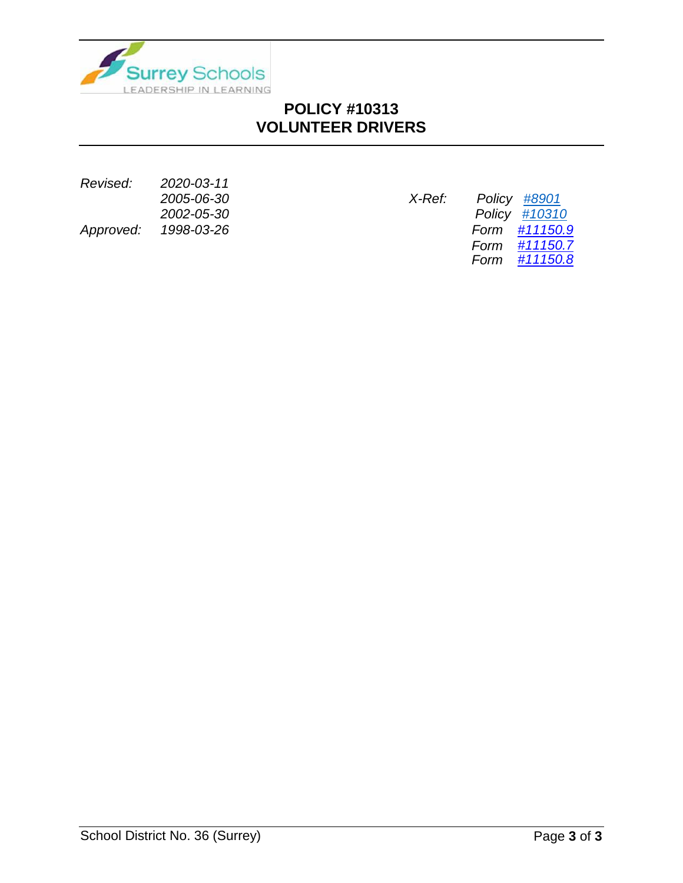# POLICY #10313
# VOLUNTEER DRIVERS

| | | | |
|---|---|---|---|
| *Revised:* | *2020-03-11* | *X-Ref:* | *Policy #8901* |
| | *2005-06-30* | | *Policy #10310* |
| | *2002-05-30* | | *Form #11150.9* |
| *Approved:* | *1998-03-26* | | *Form #11150.7* |
| | | | *Form #11150.8* |